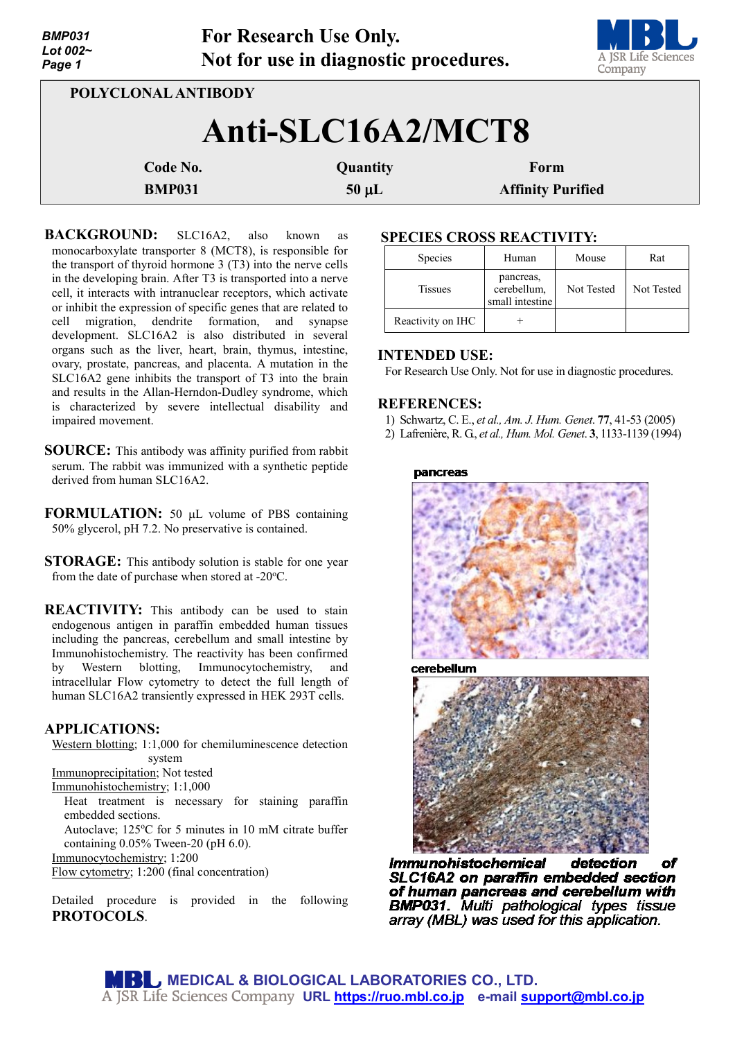For Research Use Only.
Not for use in diagnostic procedures.

POLYCLONAL ANTIBODY

# Anti-SLC16A2/MCT8

| Code No. | Quantity | Form |
|---|---|---|
| BMP031 | 50 µL | Affinity Purified |

**BACKGROUND:** SLC16A2, also known as monocarboxylate transporter 8 (MCT8), is responsible for the transport of thyroid hormone 3 (T3) into the nerve cells in the developing brain. After T3 is transported into a nerve cell, it interacts with intranuclear receptors, which activate or inhibit the expression of specific genes that are related to cell migration, dendrite formation, and synapse development. SLC16A2 is also distributed in several organs such as the liver, heart, brain, thymus, intestine, ovary, prostate, pancreas, and placenta. A mutation in the SLC16A2 gene inhibits the transport of T3 into the brain and results in the Allan-Herndon-Dudley syndrome, which is characterized by severe intellectual disability and impaired movement.

**SOURCE:** This antibody was affinity purified from rabbit serum. The rabbit was immunized with a synthetic peptide derived from human SLC16A2.

**FORMULATION:** 50 µL volume of PBS containing 50% glycerol, pH 7.2. No preservative is contained.

**STORAGE:** This antibody solution is stable for one year from the date of purchase when stored at -20°C.

**REACTIVITY:** This antibody can be used to stain endogenous antigen in paraffin embedded human tissues including the pancreas, cerebellum and small intestine by Immunohistochemistry. The reactivity has been confirmed by Western blotting, Immunocytochemistry, and intracellular Flow cytometry to detect the full length of human SLC16A2 transiently expressed in HEK 293T cells.

**APPLICATIONS:**

Western blotting; 1:1,000 for chemiluminescence detection system

Immunoprecipitation; Not tested

Immunohistochemistry; 1:1,000

Heat treatment is necessary for staining paraffin embedded sections.

Autoclave; 125°C for 5 minutes in 10 mM citrate buffer containing 0.05% Tween-20 (pH 6.0).

Immunocytochemistry; 1:200

Flow cytometry; 1:200 (final concentration)

Detailed procedure is provided in the following **PROTOCOLS**.

**SPECIES CROSS REACTIVITY:**

| Species | Human | Mouse | Rat |
|---|---|---|---|
| Tissues | pancreas, cerebellum, small intestine | Not Tested | Not Tested |
| Reactivity on IHC | + | | |

**INTENDED USE:**

For Research Use Only. Not for use in diagnostic procedures.

**REFERENCES:**

1) Schwartz, C. E., *et al., Am. J. Hum. Genet.* **77**, 41-53 (2005)
2) Lafrenière, R. G., *et al., Hum. Mol. Genet.* **3**, 1133-1139 (1994)

pancreas

cerebellum

***Immunohistochemical detection of SLC16A2 on paraffin embedded section of human pancreas and cerebellum with BMP031.*** *Multi pathological types tissue array (MBL) was used for this application.*

MEDICAL & BIOLOGICAL LABORATORIES CO., LTD.
A JSR Life Sciences Company URL https://ruo.mbl.co.jp e-mail support@mbl.co.jp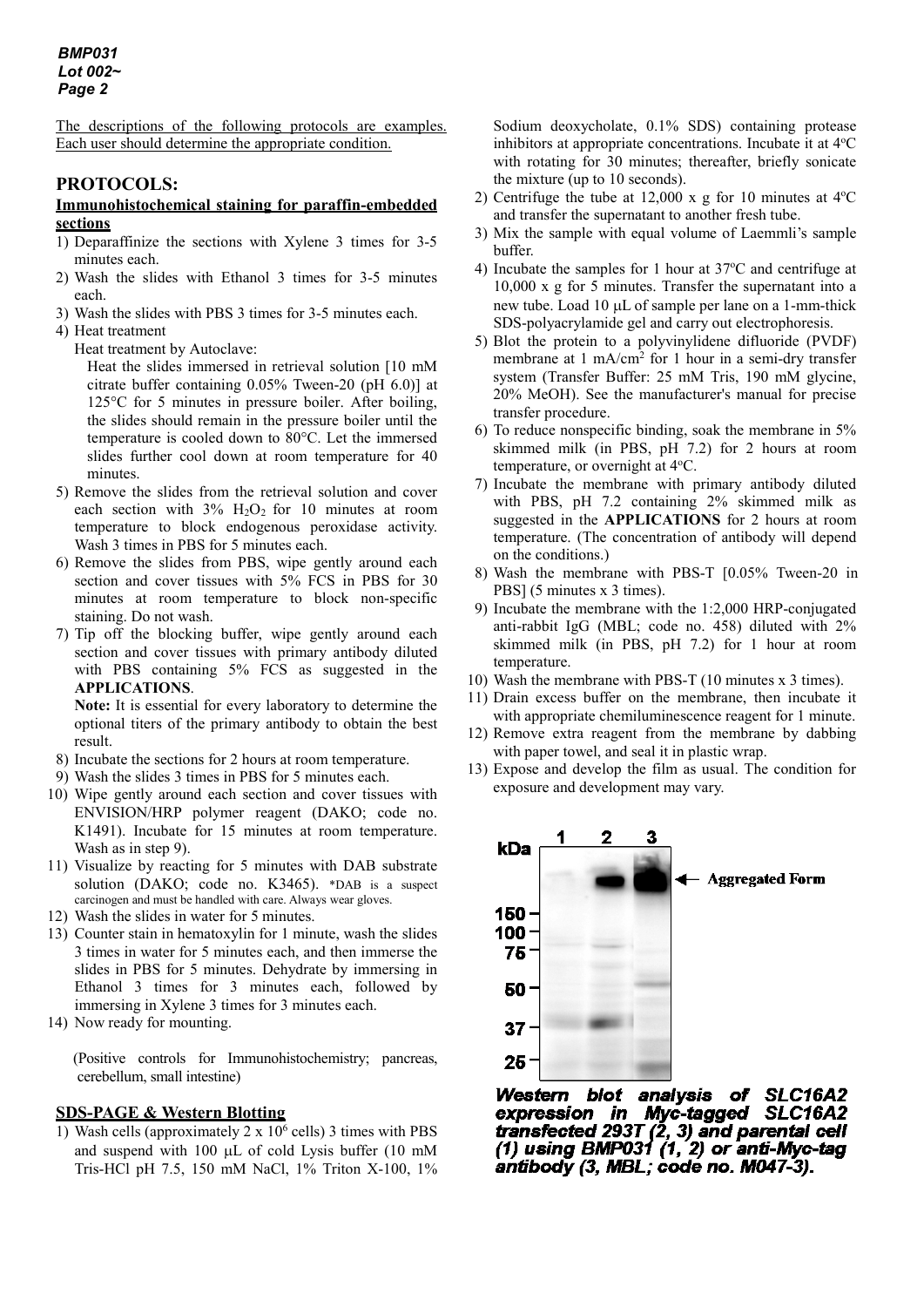The descriptions of the following protocols are examples. Each user should determine the appropriate condition.

## PROTOCOLS:

### Immunohistochemical staining for paraffin-embedded sections

1) Deparaffinize the sections with Xylene 3 times for 3-5 minutes each.
2) Wash the slides with Ethanol 3 times for 3-5 minutes each.
3) Wash the slides with PBS 3 times for 3-5 minutes each.
4) Heat treatment

   Heat treatment by Autoclave:

   Heat the slides immersed in retrieval solution [10 mM citrate buffer containing 0.05% Tween-20 (pH 6.0)] at 125°C for 5 minutes in pressure boiler. After boiling, the slides should remain in the pressure boiler until the temperature is cooled down to 80°C. Let the immersed slides further cool down at room temperature for 40 minutes.
5) Remove the slides from the retrieval solution and cover each section with 3% $H_2O_2$ for 10 minutes at room temperature to block endogenous peroxidase activity. Wash 3 times in PBS for 5 minutes each.
6) Remove the slides from PBS, wipe gently around each section and cover tissues with 5% FCS in PBS for 30 minutes at room temperature to block non-specific staining. Do not wash.
7) Tip off the blocking buffer, wipe gently around each section and cover tissues with primary antibody diluted with PBS containing 5% FCS as suggested in the **APPLICATIONS**.

   **Note:** It is essential for every laboratory to determine the optional titers of the primary antibody to obtain the best result.
8) Incubate the sections for 2 hours at room temperature.
9) Wash the slides 3 times in PBS for 5 minutes each.
10) Wipe gently around each section and cover tissues with ENVISION/HRP polymer reagent (DAKO; code no. K1491). Incubate for 15 minutes at room temperature. Wash as in step 9).
11) Visualize by reacting for 5 minutes with DAB substrate solution (DAKO; code no. K3465). *DAB is a suspect carcinogen and must be handled with care. Always wear gloves.
12) Wash the slides in water for 5 minutes.
13) Counter stain in hematoxylin for 1 minute, wash the slides 3 times in water for 5 minutes each, and then immerse the slides in PBS for 5 minutes. Dehydrate by immersing in Ethanol 3 times for 3 minutes each, followed by immersing in Xylene 3 times for 3 minutes each.
14) Now ready for mounting.

(Positive controls for Immunohistochemistry; pancreas, cerebellum, small intestine)

### SDS-PAGE & Western Blotting

1) Wash cells (approximately 2 x $10^6$ cells) 3 times with PBS and suspend with 100 μL of cold Lysis buffer (10 mM Tris-HCl pH 7.5, 150 mM NaCl, 1% Triton X-100, 1% Sodium deoxycholate, 0.1% SDS) containing protease inhibitors at appropriate concentrations. Incubate it at 4°C with rotating for 30 minutes; thereafter, briefly sonicate the mixture (up to 10 seconds).
2) Centrifuge the tube at 12,000 x g for 10 minutes at 4°C and transfer the supernatant to another fresh tube.
3) Mix the sample with equal volume of Laemmli's sample buffer.
4) Incubate the samples for 1 hour at 37°C and centrifuge at 10,000 x g for 5 minutes. Transfer the supernatant into a new tube. Load 10 μL of sample per lane on a 1-mm-thick SDS-polyacrylamide gel and carry out electrophoresis.
5) Blot the protein to a polyvinylidene difluoride (PVDF) membrane at 1 mA/$cm^2$ for 1 hour in a semi-dry transfer system (Transfer Buffer: 25 mM Tris, 190 mM glycine, 20% MeOH). See the manufacturer's manual for precise transfer procedure.
6) To reduce nonspecific binding, soak the membrane in 5% skimmed milk (in PBS, pH 7.2) for 2 hours at room temperature, or overnight at 4°C.
7) Incubate the membrane with primary antibody diluted with PBS, pH 7.2 containing 2% skimmed milk as suggested in the **APPLICATIONS** for 2 hours at room temperature. (The concentration of antibody will depend on the conditions.)
8) Wash the membrane with PBS-T [0.05% Tween-20 in PBS] (5 minutes x 3 times).
9) Incubate the membrane with the 1:2,000 HRP-conjugated anti-rabbit IgG (MBL; code no. 458) diluted with 2% skimmed milk (in PBS, pH 7.2) for 1 hour at room temperature.
10) Wash the membrane with PBS-T (10 minutes x 3 times).
11) Drain excess buffer on the membrane, then incubate it with appropriate chemiluminescence reagent for 1 minute.
12) Remove extra reagent from the membrane by dabbing with paper towel, and seal it in plastic wrap.
13) Expose and develop the film as usual. The condition for exposure and development may vary.

kDa: 150, 100, 75, 50, 37, 25; Lanes 1, 2, 3; ← Aggregated Form

***Western blot analysis of SLC16A2 expression in Myc-tagged SLC16A2 transfected 293T (2, 3) and parental cell (1) using BMP031 (1, 2) or anti-Myc-tag antibody (3, MBL; code no. M047-3).***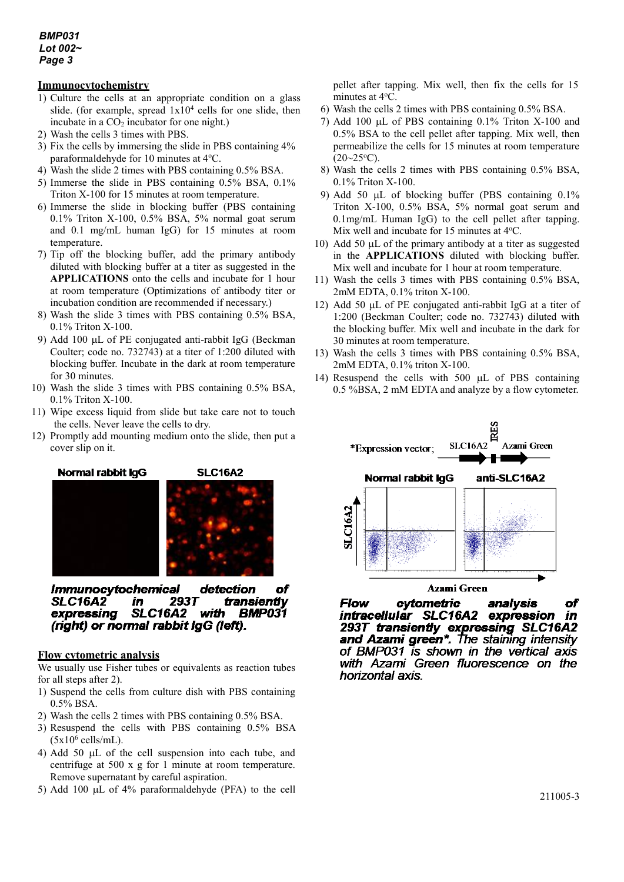## Immunocytochemistry

1) Culture the cells at an appropriate condition on a glass slide. (for example, spread $1x10^4$ cells for one slide, then incubate in a $CO_2$ incubator for one night.)
2) Wash the cells 3 times with PBS.
3) Fix the cells by immersing the slide in PBS containing 4% paraformaldehyde for 10 minutes at 4°C.
4) Wash the slide 2 times with PBS containing 0.5% BSA.
5) Immerse the slide in PBS containing 0.5% BSA, 0.1% Triton X-100 for 15 minutes at room temperature.
6) Immerse the slide in blocking buffer (PBS containing 0.1% Triton X-100, 0.5% BSA, 5% normal goat serum and 0.1 mg/mL human IgG) for 15 minutes at room temperature.
7) Tip off the blocking buffer, add the primary antibody diluted with blocking buffer at a titer as suggested in the **APPLICATIONS** onto the cells and incubate for 1 hour at room temperature (Optimizations of antibody titer or incubation condition are recommended if necessary.)
8) Wash the slide 3 times with PBS containing 0.5% BSA, 0.1% Triton X-100.
9) Add 100 µL of PE conjugated anti-rabbit IgG (Beckman Coulter; code no. 732743) at a titer of 1:200 diluted with blocking buffer. Incubate in the dark at room temperature for 30 minutes.
10) Wash the slide 3 times with PBS containing 0.5% BSA, 0.1% Triton X-100.
11) Wipe excess liquid from slide but take care not to touch the cells. Never leave the cells to dry.
12) Promptly add mounting medium onto the slide, then put a cover slip on it.

Normal rabbit IgG

SLC16A2

***Immunocytochemical detection of SLC16A2 in 293T transiently expressing SLC16A2 with BMP031 (right) or normal rabbit IgG (left).***

## Flow cytometric analysis

We usually use Fisher tubes or equivalents as reaction tubes for all steps after 2).

1) Suspend the cells from culture dish with PBS containing 0.5% BSA.
2) Wash the cells 2 times with PBS containing 0.5% BSA.
3) Resuspend the cells with PBS containing 0.5% BSA ($5x10^6$ cells/mL).
4) Add 50 µL of the cell suspension into each tube, and centrifuge at 500 x g for 1 minute at room temperature. Remove supernatant by careful aspiration.
5) Add 100 µL of 4% paraformaldehyde (PFA) to the cell pellet after tapping. Mix well, then fix the cells for 15 minutes at 4°C.
6) Wash the cells 2 times with PBS containing 0.5% BSA.
7) Add 100 µL of PBS containing 0.1% Triton X-100 and 0.5% BSA to the cell pellet after tapping. Mix well, then permeabilize the cells for 15 minutes at room temperature (20~25°C).
8) Wash the cells 2 times with PBS containing 0.5% BSA, 0.1% Triton X-100.
9) Add 50 µL of blocking buffer (PBS containing 0.1% Triton X-100, 0.5% BSA, 5% normal goat serum and 0.1mg/mL Human IgG) to the cell pellet after tapping. Mix well and incubate for 15 minutes at 4°C.
10) Add 50 µL of the primary antibody at a titer as suggested in the **APPLICATIONS** diluted with blocking buffer. Mix well and incubate for 1 hour at room temperature.
11) Wash the cells 3 times with PBS containing 0.5% BSA, 2mM EDTA, 0.1% triton X-100.
12) Add 50 µL of PE conjugated anti-rabbit IgG at a titer of 1:200 (Beckman Coulter; code no. 732743) diluted with the blocking buffer. Mix well and incubate in the dark for 30 minutes at room temperature.
13) Wash the cells 3 times with PBS containing 0.5% BSA, 2mM EDTA, 0.1% triton X-100.
14) Resuspend the cells with 500 µL of PBS containing 0.5 %BSA, 2 mM EDTA and analyze by a flow cytometer.

*Expression vector; SLC16A2 IRES Azami Green

Normal rabbit IgG

anti-SLC16A2

SLC16A2

Azami Green

***Flow cytometric analysis of intracellular SLC16A2 expression in 293T transiently expressing SLC16A2 and Azami green\*.*** *The staining intensity of BMP031 is shown in the vertical axis with Azami Green fluorescence on the horizontal axis.*